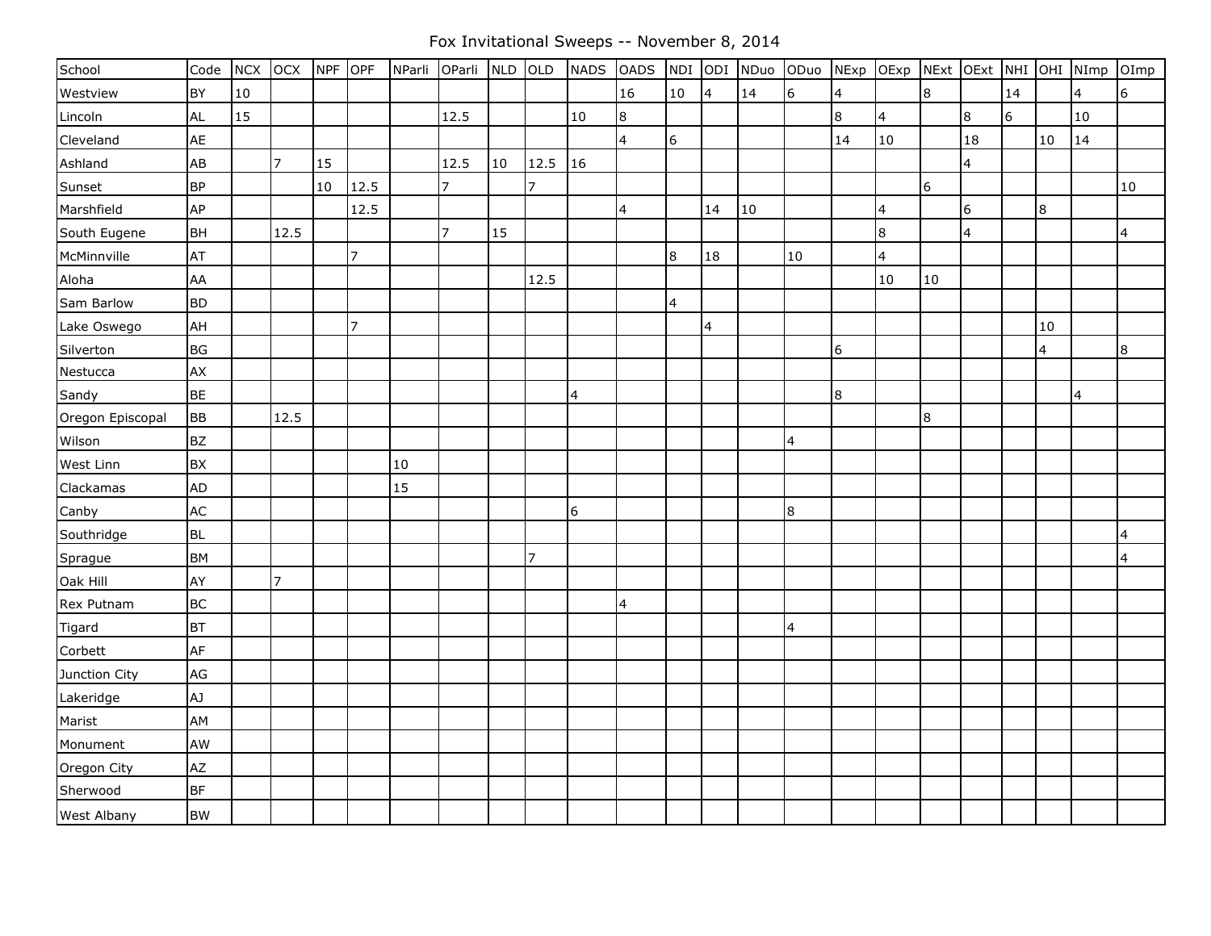# Fox Invitational Sweeps -- November 8, 2014

| School | Code | NCX | OCX | NPF | OPF | NParli | OParli | NLD | OLD | NADS | OADS | NDI | ODI | NDuo | ODuo | NExp | OExp | NExt | OExt | NHI | OHI | NImp | OImp |
|---|---|---|---|---|---|---|---|---|---|---|---|---|---|---|---|---|---|---|---|---|---|---|---|
| Westview | BY | 10 | | | | | | | | | 16 | 10 | 4 | 14 | 6 | 4 | | 8 | | 14 | | 4 | 6 |
| Lincoln | AL | 15 | | | | | 12.5 | | | 10 | 8 | | | | | 8 | 4 | | 8 | 6 | | 10 | |
| Cleveland | AE | | | | | | | | | | 4 | 6 | | | | 14 | 10 | | 18 | | 10 | 14 | |
| Ashland | AB | | 7 | 15 | | | 12.5 | 10 | 12.5 | 16 | | | | | | | | | 4 | | | | |
| Sunset | BP | | | 10 | 12.5 | | 7 | | 7 | | | | | | | | | 6 | | | | | 10 |
| Marshfield | AP | | | | 12.5 | | | | | | 4 | | 14 | 10 | | | 4 | | 6 | | 8 | | |
| South Eugene | BH | | 12.5 | | | | 7 | 15 | | | | | | | | | 8 | | 4 | | | | 4 |
| McMinnville | AT | | | | 7 | | | | | | | 8 | 18 | | 10 | | 4 | | | | | | |
| Aloha | AA | | | | | | | | 12.5 | | | | | | | | 10 | 10 | | | | | |
| Sam Barlow | BD | | | | | | | | | | | 4 | | | | | | | | | | | |
| Lake Oswego | AH | | | | 7 | | | | | | | | 4 | | | | | | | | 10 | | |
| Silverton | BG | | | | | | | | | | | | | | | 6 | | | | | 4 | | 8 |
| Nestucca | AX | | | | | | | | | | | | | | | | | | | | | | |
| Sandy | BE | | | | | | | | | 4 | | | | | | 8 | | | | | | 4 | |
| Oregon Episcopal | BB | | 12.5 | | | | | | | | | | | | | | | 8 | | | | | |
| Wilson | BZ | | | | | | | | | | | | | | 4 | | | | | | | | |
| West Linn | BX | | | | | 10 | | | | | | | | | | | | | | | | | |
| Clackamas | AD | | | | | 15 | | | | | | | | | | | | | | | | | |
| Canby | AC | | | | | | | | | 6 | | | | | 8 | | | | | | | | |
| Southridge | BL | | | | | | | | | | | | | | | | | | | | | | 4 |
| Sprague | BM | | | | | | | | 7 | | | | | | | | | | | | | | 4 |
| Oak Hill | AY | | 7 | | | | | | | | | | | | | | | | | | | | |
| Rex Putnam | BC | | | | | | | | | | 4 | | | | | | | | | | | | |
| Tigard | BT | | | | | | | | | | | | | | 4 | | | | | | | | |
| Corbett | AF | | | | | | | | | | | | | | | | | | | | | | |
| Junction City | AG | | | | | | | | | | | | | | | | | | | | | | |
| Lakeridge | AJ | | | | | | | | | | | | | | | | | | | | | | |
| Marist | AM | | | | | | | | | | | | | | | | | | | | | | |
| Monument | AW | | | | | | | | | | | | | | | | | | | | | | |
| Oregon City | AZ | | | | | | | | | | | | | | | | | | | | | | |
| Sherwood | BF | | | | | | | | | | | | | | | | | | | | | | |
| West Albany | BW | | | | | | | | | | | | | | | | | | | | | | |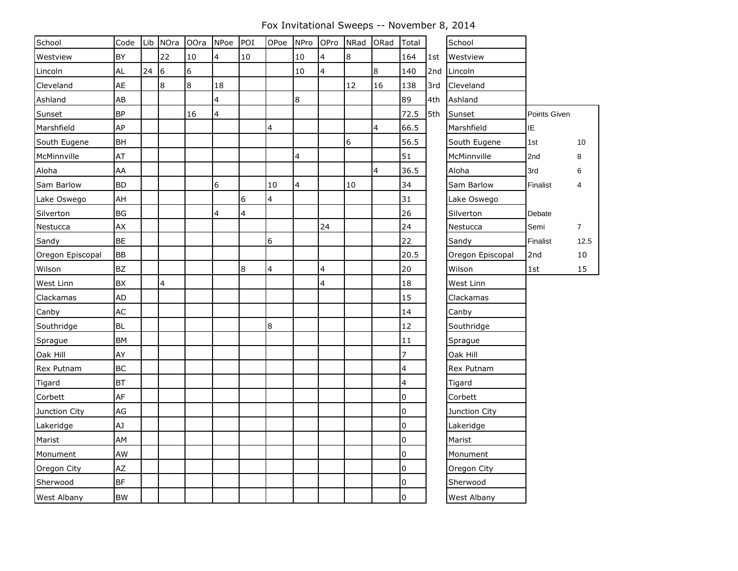# Fox Invitational Sweeps -- November 8, 2014

| School | Code | Lib | NOra | OOra | NPoe | POI | OPoe | NPro | OPro | NRad | ORad | Total | |
|---|---|---|---|---|---|---|---|---|---|---|---|---|---|
| Westview | BY | | 22 | 10 | 4 | 10 | | 10 | 4 | 8 | | 164 | 1st |
| Lincoln | AL | 24 | 6 | 6 | | | | 10 | 4 | | 8 | 140 | 2nd |
| Cleveland | AE | | 8 | 8 | 18 | | | | | 12 | 16 | 138 | 3rd |
| Ashland | AB | | | | 4 | | | 8 | | | | 89 | 4th |
| Sunset | BP | | | 16 | 4 | | | | | | | 72.5 | 5th |
| Marshfield | AP | | | | | | 4 | | | | 4 | 66.5 | |
| South Eugene | BH | | | | | | | | | 6 | | 56.5 | |
| McMinnville | AT | | | | | | | 4 | | | | 51 | |
| Aloha | AA | | | | | | | | | | 4 | 36.5 | |
| Sam Barlow | BD | | | | 6 | | 10 | 4 | | 10 | | 34 | |
| Lake Oswego | AH | | | | | 6 | 4 | | | | | 31 | |
| Silverton | BG | | | | 4 | 4 | | | | | | 26 | |
| Nestucca | AX | | | | | | | | 24 | | | 24 | |
| Sandy | BE | | | | | | 6 | | | | | 22 | |
| Oregon Episcopal | BB | | | | | | | | | | | 20.5 | |
| Wilson | BZ | | | | | 8 | 4 | | 4 | | | 20 | |
| West Linn | BX | | 4 | | | | | | 4 | | | 18 | |
| Clackamas | AD | | | | | | | | | | | 15 | |
| Canby | AC | | | | | | | | | | | 14 | |
| Southridge | BL | | | | | | 8 | | | | | 12 | |
| Sprague | BM | | | | | | | | | | | 11 | |
| Oak Hill | AY | | | | | | | | | | | 7 | |
| Rex Putnam | BC | | | | | | | | | | | 4 | |
| Tigard | BT | | | | | | | | | | | 4 | |
| Corbett | AF | | | | | | | | | | | 0 | |
| Junction City | AG | | | | | | | | | | | 0 | |
| Lakeridge | AJ | | | | | | | | | | | 0 | |
| Marist | AM | | | | | | | | | | | 0 | |
| Monument | AW | | | | | | | | | | | 0 | |
| Oregon City | AZ | | | | | | | | | | | 0 | |
| Sherwood | BF | | | | | | | | | | | 0 | |
| West Albany | BW | | | | | | | | | | | 0 | |

| School |
|---|
| Westview |
| Lincoln |
| Cleveland |
| Ashland |
| Sunset |
| Marshfield |
| South Eugene |
| McMinnville |
| Aloha |
| Sam Barlow |
| Lake Oswego |
| Silverton |
| Nestucca |
| Sandy |
| Oregon Episcopal |
| Wilson |
| West Linn |
| Clackamas |
| Canby |
| Southridge |
| Sprague |
| Oak Hill |
| Rex Putnam |
| Tigard |
| Corbett |
| Junction City |
| Lakeridge |
| Marist |
| Monument |
| Oregon City |
| Sherwood |
| West Albany |

| Points Given | |
|---|---|
| IE | |
| 1st | 10 |
| 2nd | 8 |
| 3rd | 6 |
| Finalist | 4 |
| | |
| Debate | |
| Semi | 7 |
| Finalist | 12.5 |
| 2nd | 10 |
| 1st | 15 |